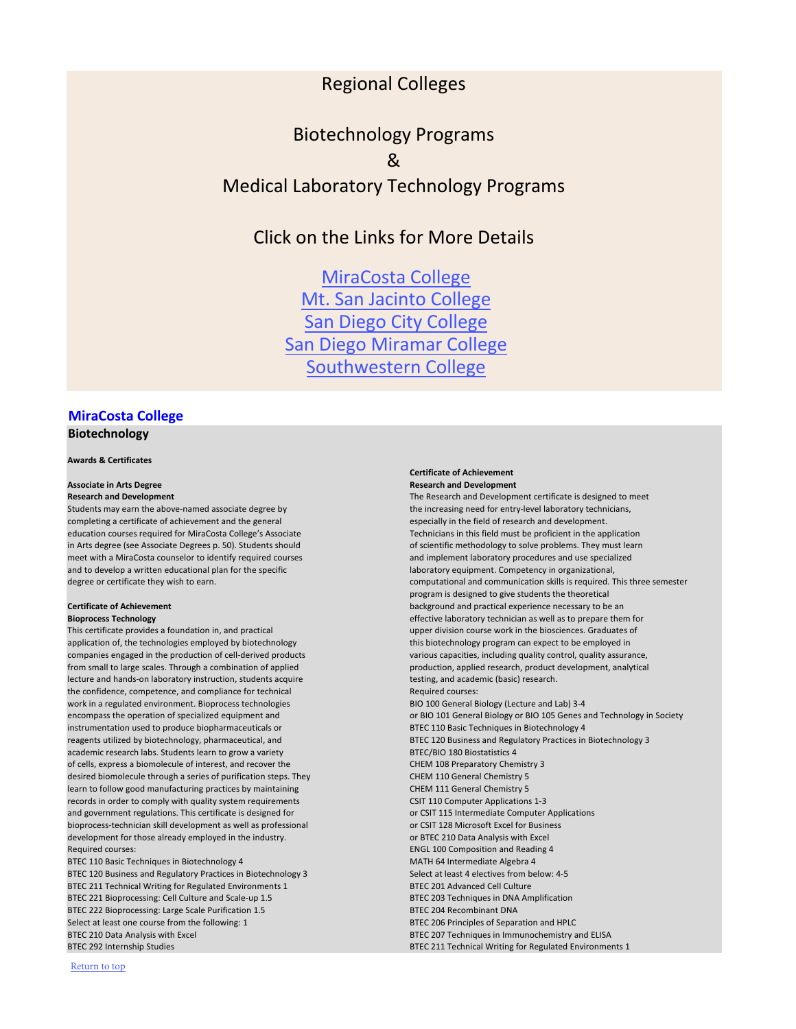# Regional Colleges

## Biotechnology Programs & Medical Laboratory Technology Programs

Click on the Links for More Details

[MiraCosta College](#)
[Mt. San Jacinto College](#)
[San Diego City College](#)
[San Diego Miramar College](#)
[Southwestern College](#)

## MiraCosta College

### Biotechnology

**Awards & Certificates**

**Associate in Arts Degree**
**Research and Development**
Students may earn the above-named associate degree by completing a certificate of achievement and the general education courses required for MiraCosta College's Associate in Arts degree (see Associate Degrees p. 50). Students should meet with a MiraCosta counselor to identify required courses and to develop a written educational plan for the specific degree or certificate they wish to earn.

**Certificate of Achievement**
**Bioprocess Technology**
This certificate provides a foundation in, and practical application of, the technologies employed by biotechnology companies engaged in the production of cell-derived products from small to large scales. Through a combination of applied lecture and hands-on laboratory instruction, students acquire the confidence, competence, and compliance for technical work in a regulated environment. Bioprocess technologies encompass the operation of specialized equipment and instrumentation used to produce biopharmaceuticals or reagents utilized by biotechnology, pharmaceutical, and academic research labs. Students learn to grow a variety of cells, express a biomolecule of interest, and recover the desired biomolecule through a series of purification steps. They learn to follow good manufacturing practices by maintaining records in order to comply with quality system requirements and government regulations. This certificate is designed for bioprocess-technician skill development as well as professional development for those already employed in the industry.
Required courses:
BTEC 110 Basic Techniques in Biotechnology 4
BTEC 120 Business and Regulatory Practices in Biotechnology 3
BTEC 211 Technical Writing for Regulated Environments 1
BTEC 221 Bioprocessing: Cell Culture and Scale-up 1.5
BTEC 222 Bioprocessing: Large Scale Purification 1.5
Select at least one course from the following: 1
BTEC 210 Data Analysis with Excel
BTEC 292 Internship Studies

**Certificate of Achievement**
**Research and Development**
The Research and Development certificate is designed to meet the increasing need for entry-level laboratory technicians, especially in the field of research and development. Technicians in this field must be proficient in the application of scientific methodology to solve problems. They must learn and implement laboratory procedures and use specialized laboratory equipment. Competency in organizational, computational and communication skills is required. This three semester program is designed to give students the theoretical background and practical experience necessary to be an effective laboratory technician as well as to prepare them for upper division course work in the biosciences. Graduates of this biotechnology program can expect to be employed in various capacities, including quality control, quality assurance, production, applied research, product development, analytical testing, and academic (basic) research.
Required courses:
BIO 100 General Biology (Lecture and Lab) 3-4
or BIO 101 General Biology or BIO 105 Genes and Technology in Society
BTEC 110 Basic Techniques in Biotechnology 4
BTEC 120 Business and Regulatory Practices in Biotechnology 3
BTEC/BIO 180 Biostatistics 4
CHEM 108 Preparatory Chemistry 3
CHEM 110 General Chemistry 5
CHEM 111 General Chemistry 5
CSIT 110 Computer Applications 1-3
or CSIT 115 Intermediate Computer Applications
or CSIT 128 Microsoft Excel for Business
or BTEC 210 Data Analysis with Excel
ENGL 100 Composition and Reading 4
MATH 64 Intermediate Algebra 4
Select at least 4 electives from below: 4-5
BTEC 201 Advanced Cell Culture
BTEC 203 Techniques in DNA Amplification
BTEC 204 Recombinant DNA
BTEC 206 Principles of Separation and HPLC
BTEC 207 Techniques in Immunochemistry and ELISA
BTEC 211 Technical Writing for Regulated Environments 1

[Return to top](#)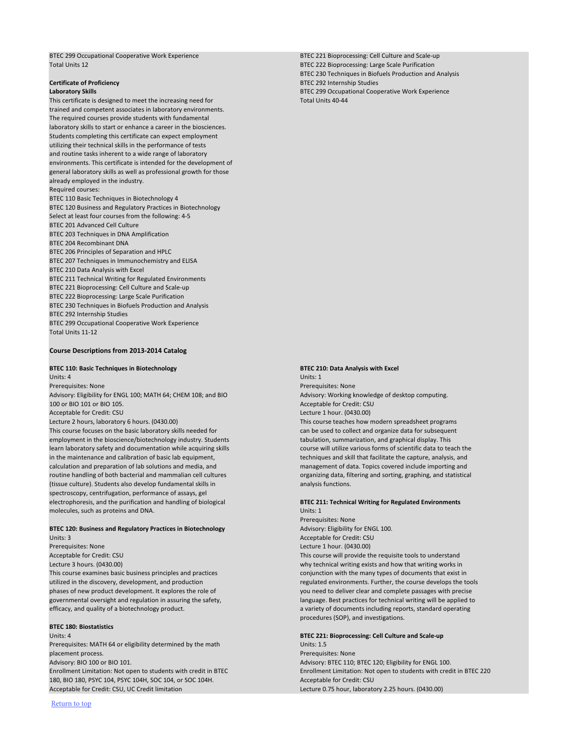BTEC 299 Occupational Cooperative Work Experience
Total Units 12

**Certificate of Proficiency**
**Laboratory Skills**

This certificate is designed to meet the increasing need for trained and competent associates in laboratory environments. The required courses provide students with fundamental laboratory skills to start or enhance a career in the biosciences. Students completing this certificate can expect employment utilizing their technical skills in the performance of tests and routine tasks inherent to a wide range of laboratory environments. This certificate is intended for the development of general laboratory skills as well as professional growth for those already employed in the industry.

Required courses:
BTEC 110 Basic Techniques in Biotechnology 4
BTEC 120 Business and Regulatory Practices in Biotechnology
Select at least four courses from the following: 4-5
BTEC 201 Advanced Cell Culture
BTEC 203 Techniques in DNA Amplification
BTEC 204 Recombinant DNA
BTEC 206 Principles of Separation and HPLC
BTEC 207 Techniques in Immunochemistry and ELISA
BTEC 210 Data Analysis with Excel
BTEC 211 Technical Writing for Regulated Environments
BTEC 221 Bioprocessing: Cell Culture and Scale-up
BTEC 222 Bioprocessing: Large Scale Purification
BTEC 230 Techniques in Biofuels Production and Analysis
BTEC 292 Internship Studies
BTEC 299 Occupational Cooperative Work Experience
Total Units 11-12

BTEC 221 Bioprocessing: Cell Culture and Scale-up
BTEC 222 Bioprocessing: Large Scale Purification
BTEC 230 Techniques in Biofuels Production and Analysis
BTEC 292 Internship Studies
BTEC 299 Occupational Cooperative Work Experience
Total Units 40-44

**Course Descriptions from 2013-2014 Catalog**

**BTEC 110: Basic Techniques in Biotechnology**
Units: 4
Prerequisites: None
Advisory: Eligibility for ENGL 100; MATH 64; CHEM 108; and BIO 100 or BIO 101 or BIO 105.
Acceptable for Credit: CSU
Lecture 2 hours, laboratory 6 hours. (0430.00)
This course focuses on the basic laboratory skills needed for employment in the bioscience/biotechnology industry. Students learn laboratory safety and documentation while acquiring skills in the maintenance and calibration of basic lab equipment, calculation and preparation of lab solutions and media, and routine handling of both bacterial and mammalian cell cultures (tissue culture). Students also develop fundamental skills in spectroscopy, centrifugation, performance of assays, gel electrophoresis, and the purification and handling of biological molecules, such as proteins and DNA.

**BTEC 120: Business and Regulatory Practices in Biotechnology**
Units: 3
Prerequisites: None
Acceptable for Credit: CSU
Lecture 3 hours. (0430.00)
This course examines basic business principles and practices utilized in the discovery, development, and production phases of new product development. It explores the role of governmental oversight and regulation in assuring the safety, efficacy, and quality of a biotechnology product.

**BTEC 180: Biostatistics**
Units: 4
Prerequisites: MATH 64 or eligibility determined by the math placement process.
Advisory: BIO 100 or BIO 101.
Enrollment Limitation: Not open to students with credit in BTEC 180, BIO 180, PSYC 104, PSYC 104H, SOC 104, or SOC 104H.
Acceptable for Credit: CSU, UC Credit limitation

**BTEC 210: Data Analysis with Excel**
Units: 1
Prerequisites: None
Advisory: Working knowledge of desktop computing.
Acceptable for Credit: CSU
Lecture 1 hour. (0430.00)
This course teaches how modern spreadsheet programs can be used to collect and organize data for subsequent tabulation, summarization, and graphical display. This course will utilize various forms of scientific data to teach the techniques and skill that facilitate the capture, analysis, and management of data. Topics covered include importing and organizing data, filtering and sorting, graphing, and statistical analysis functions.

**BTEC 211: Technical Writing for Regulated Environments**
Units: 1
Prerequisites: None
Advisory: Eligibility for ENGL 100.
Acceptable for Credit: CSU
Lecture 1 hour. (0430.00)
This course will provide the requisite tools to understand why technical writing exists and how that writing works in conjunction with the many types of documents that exist in regulated environments. Further, the course develops the tools you need to deliver clear and complete passages with precise language. Best practices for technical writing will be applied to a variety of documents including reports, standard operating procedures (SOP), and investigations.

**BTEC 221: Bioprocessing: Cell Culture and Scale-up**
Units: 1.5
Prerequisites: None
Advisory: BTEC 110; BTEC 120; Eligibility for ENGL 100.
Enrollment Limitation: Not open to students with credit in BTEC 220
Acceptable for Credit: CSU
Lecture 0.75 hour, laboratory 2.25 hours. (0430.00)

Return to top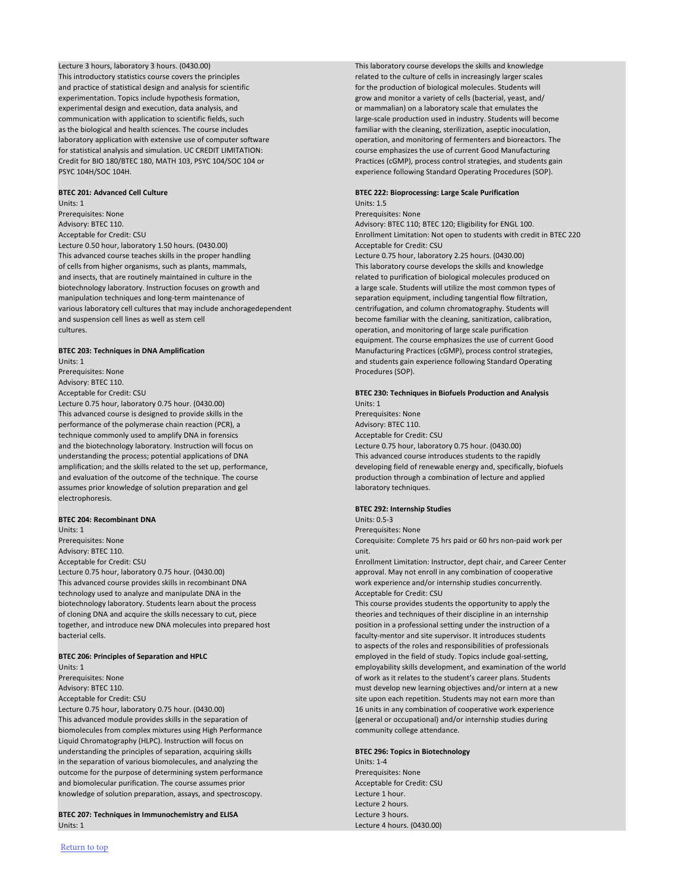Lecture 3 hours, laboratory 3 hours. (0430.00)
This introductory statistics course covers the principles and practice of statistical design and analysis for scientific experimentation. Topics include hypothesis formation, experimental design and execution, data analysis, and communication with application to scientific fields, such as the biological and health sciences. The course includes laboratory application with extensive use of computer software for statistical analysis and simulation. UC CREDIT LIMITATION: Credit for BIO 180/BTEC 180, MATH 103, PSYC 104/SOC 104 or PSYC 104H/SOC 104H.

**BTEC 201: Advanced Cell Culture**
Units: 1
Prerequisites: None
Advisory: BTEC 110.
Acceptable for Credit: CSU
Lecture 0.50 hour, laboratory 1.50 hours. (0430.00)
This advanced course teaches skills in the proper handling of cells from higher organisms, such as plants, mammals, and insects, that are routinely maintained in culture in the biotechnology laboratory. Instruction focuses on growth and manipulation techniques and long-term maintenance of various laboratory cell cultures that may include anchoragedependent and suspension cell lines as well as stem cell cultures.

**BTEC 203: Techniques in DNA Amplification**
Units: 1
Prerequisites: None
Advisory: BTEC 110.
Acceptable for Credit: CSU
Lecture 0.75 hour, laboratory 0.75 hour. (0430.00)
This advanced course is designed to provide skills in the performance of the polymerase chain reaction (PCR), a technique commonly used to amplify DNA in forensics and the biotechnology laboratory. Instruction will focus on understanding the process; potential applications of DNA amplification; and the skills related to the set up, performance, and evaluation of the outcome of the technique. The course assumes prior knowledge of solution preparation and gel electrophoresis.

**BTEC 204: Recombinant DNA**
Units: 1
Prerequisites: None
Advisory: BTEC 110.
Acceptable for Credit: CSU
Lecture 0.75 hour, laboratory 0.75 hour. (0430.00)
This advanced course provides skills in recombinant DNA technology used to analyze and manipulate DNA in the biotechnology laboratory. Students learn about the process of cloning DNA and acquire the skills necessary to cut, piece together, and introduce new DNA molecules into prepared host bacterial cells.

**BTEC 206: Principles of Separation and HPLC**
Units: 1
Prerequisites: None
Advisory: BTEC 110.
Acceptable for Credit: CSU
Lecture 0.75 hour, laboratory 0.75 hour. (0430.00)
This advanced module provides skills in the separation of biomolecules from complex mixtures using High Performance Liquid Chromatography (HLPC). Instruction will focus on understanding the principles of separation, acquiring skills in the separation of various biomolecules, and analyzing the outcome for the purpose of determining system performance and biomolecular purification. The course assumes prior knowledge of solution preparation, assays, and spectroscopy.

**BTEC 207: Techniques in Immunochemistry and ELISA**
Units: 1

This laboratory course develops the skills and knowledge related to the culture of cells in increasingly larger scales for the production of biological molecules. Students will grow and monitor a variety of cells (bacterial, yeast, and/or mammalian) on a laboratory scale that emulates the large-scale production used in industry. Students will become familiar with the cleaning, sterilization, aseptic inoculation, operation, and monitoring of fermenters and bioreactors. The course emphasizes the use of current Good Manufacturing Practices (cGMP), process control strategies, and students gain experience following Standard Operating Procedures (SOP).

**BTEC 222: Bioprocessing: Large Scale Purification**
Units: 1.5
Prerequisites: None
Advisory: BTEC 110; BTEC 120; Eligibility for ENGL 100.
Enrollment Limitation: Not open to students with credit in BTEC 220
Acceptable for Credit: CSU
Lecture 0.75 hour, laboratory 2.25 hours. (0430.00)
This laboratory course develops the skills and knowledge related to purification of biological molecules produced on a large scale. Students will utilize the most common types of separation equipment, including tangential flow filtration, centrifugation, and column chromatography. Students will become familiar with the cleaning, sanitization, calibration, operation, and monitoring of large scale purification equipment. The course emphasizes the use of current Good Manufacturing Practices (cGMP), process control strategies, and students gain experience following Standard Operating Procedures (SOP).

**BTEC 230: Techniques in Biofuels Production and Analysis**
Units: 1
Prerequisites: None
Advisory: BTEC 110.
Acceptable for Credit: CSU
Lecture 0.75 hour, laboratory 0.75 hour. (0430.00)
This advanced course introduces students to the rapidly developing field of renewable energy and, specifically, biofuels production through a combination of lecture and applied laboratory techniques.

**BTEC 292: Internship Studies**
Units: 0.5-3
Prerequisites: None
Corequisite: Complete 75 hrs paid or 60 hrs non-paid work per unit.
Enrollment Limitation: Instructor, dept chair, and Career Center approval. May not enroll in any combination of cooperative work experience and/or internship studies concurrently.
Acceptable for Credit: CSU
This course provides students the opportunity to apply the theories and techniques of their discipline in an internship position in a professional setting under the instruction of a faculty-mentor and site supervisor. It introduces students to aspects of the roles and responsibilities of professionals employed in the field of study. Topics include goal-setting, employability skills development, and examination of the world of work as it relates to the student's career plans. Students must develop new learning objectives and/or intern at a new site upon each repetition. Students may not earn more than 16 units in any combination of cooperative work experience (general or occupational) and/or internship studies during community college attendance.

**BTEC 296: Topics in Biotechnology**
Units: 1-4
Prerequisites: None
Acceptable for Credit: CSU
Lecture 1 hour.
Lecture 2 hours.
Lecture 3 hours.
Lecture 4 hours. (0430.00)

Return to top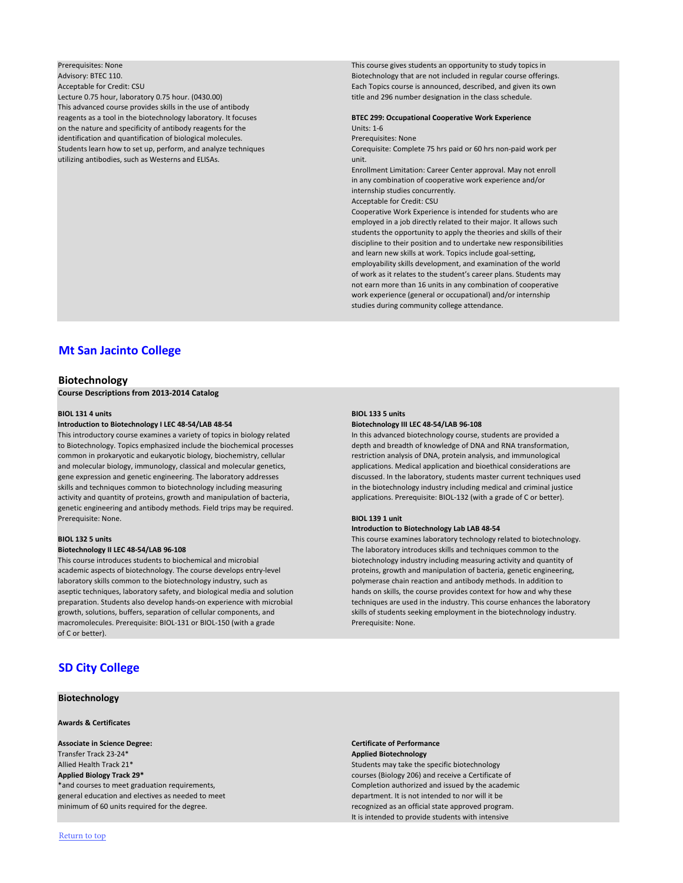Prerequisites: None
Advisory: BTEC 110.
Acceptable for Credit: CSU
Lecture 0.75 hour, laboratory 0.75 hour. (0430.00)
This advanced course provides skills in the use of antibody reagents as a tool in the biotechnology laboratory. It focuses on the nature and specificity of antibody reagents for the identification and quantification of biological molecules. Students learn how to set up, perform, and analyze techniques utilizing antibodies, such as Westerns and ELISAs.

This course gives students an opportunity to study topics in Biotechnology that are not included in regular course offerings. Each Topics course is announced, described, and given its own title and 296 number designation in the class schedule.

**BTEC 299: Occupational Cooperative Work Experience**
Units: 1-6
Prerequisites: None
Corequisite: Complete 75 hrs paid or 60 hrs non-paid work per unit.
Enrollment Limitation: Career Center approval. May not enroll in any combination of cooperative work experience and/or internship studies concurrently.
Acceptable for Credit: CSU
Cooperative Work Experience is intended for students who are employed in a job directly related to their major. It allows such students the opportunity to apply the theories and skills of their discipline to their position and to undertake new responsibilities and learn new skills at work. Topics include goal-setting, employability skills development, and examination of the world of work as it relates to the student's career plans. Students may not earn more than 16 units in any combination of cooperative work experience (general or occupational) and/or internship studies during community college attendance.

## Mt San Jacinto College

### Biotechnology

**Course Descriptions from 2013-2014 Catalog**

**BIOL 131 4 units**
**Introduction to Biotechnology I LEC 48-54/LAB 48-54**
This introductory course examines a variety of topics in biology related to Biotechnology. Topics emphasized include the biochemical processes common in prokaryotic and eukaryotic biology, biochemistry, cellular and molecular biology, immunology, classical and molecular genetics, gene expression and genetic engineering. The laboratory addresses skills and techniques common to biotechnology including measuring activity and quantity of proteins, growth and manipulation of bacteria, genetic engineering and antibody methods. Field trips may be required. Prerequisite: None.

**BIOL 132 5 units**
**Biotechnology II LEC 48-54/LAB 96-108**
This course introduces students to biochemical and microbial academic aspects of biotechnology. The course develops entry-level laboratory skills common to the biotechnology industry, such as aseptic techniques, laboratory safety, and biological media and solution preparation. Students also develop hands-on experience with microbial growth, solutions, buffers, separation of cellular components, and macromolecules. Prerequisite: BIOL-131 or BIOL-150 (with a grade of C or better).

**BIOL 133 5 units**
**Biotechnology III LEC 48-54/LAB 96-108**
In this advanced biotechnology course, students are provided a depth and breadth of knowledge of DNA and RNA transformation, restriction analysis of DNA, protein analysis, and immunological applications. Medical application and bioethical considerations are discussed. In the laboratory, students master current techniques used in the biotechnology industry including medical and criminal justice applications. Prerequisite: BIOL-132 (with a grade of C or better).

**BIOL 139 1 unit**
**Introduction to Biotechnology Lab LAB 48-54**
This course examines laboratory technology related to biotechnology. The laboratory introduces skills and techniques common to the biotechnology industry including measuring activity and quantity of proteins, growth and manipulation of bacteria, genetic engineering, polymerase chain reaction and antibody methods. In addition to hands on skills, the course provides context for how and why these techniques are used in the industry. This course enhances the laboratory skills of students seeking employment in the biotechnology industry. Prerequisite: None.

## SD City College

### Biotechnology

**Awards & Certificates**

**Associate in Science Degree:**
Transfer Track 23-24*
Allied Health Track 21*
**Applied Biology Track 29***
*and courses to meet graduation requirements, general education and electives as needed to meet minimum of 60 units required for the degree.

**Certificate of Performance**
**Applied Biotechnology**
Students may take the specific biotechnology courses (Biology 206) and receive a Certificate of Completion authorized and issued by the academic department. It is not intended to nor will it be recognized as an official state approved program. It is intended to provide students with intensive

Return to top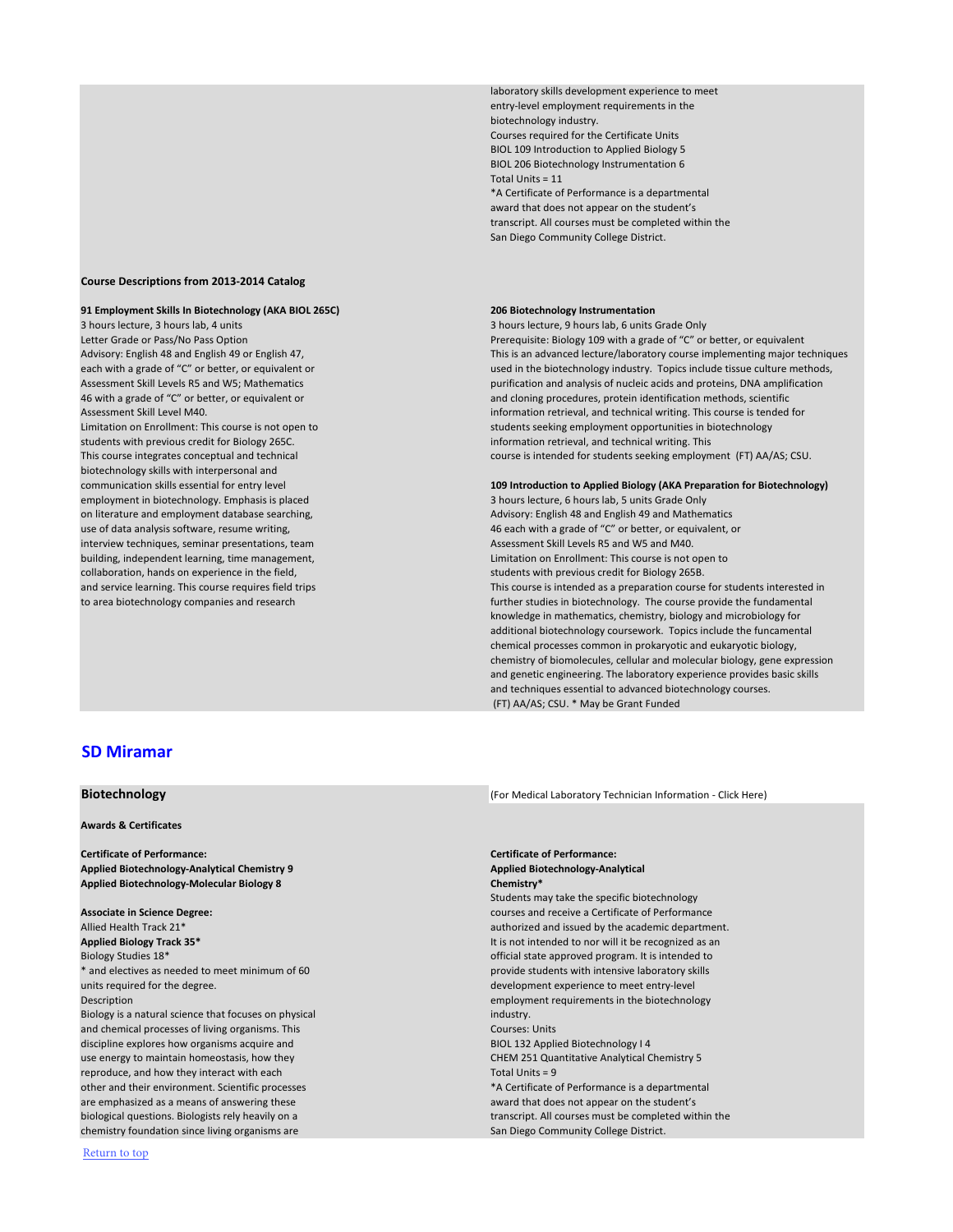laboratory skills development experience to meet entry-level employment requirements in the biotechnology industry.

Courses required for the Certificate Units
BIOL 109 Introduction to Applied Biology 5
BIOL 206 Biotechnology Instrumentation 6
Total Units = 11

*A Certificate of Performance is a departmental award that does not appear on the student's transcript. All courses must be completed within the San Diego Community College District.

**Course Descriptions from 2013-2014 Catalog**

**91 Employment Skills In Biotechnology (AKA BIOL 265C)**
3 hours lecture, 3 hours lab, 4 units
Letter Grade or Pass/No Pass Option
Advisory: English 48 and English 49 or English 47, each with a grade of "C" or better, or equivalent or Assessment Skill Levels R5 and W5; Mathematics 46 with a grade of "C" or better, or equivalent or Assessment Skill Level M40.
Limitation on Enrollment: This course is not open to students with previous credit for Biology 265C.
This course integrates conceptual and technical biotechnology skills with interpersonal and communication skills essential for entry level employment in biotechnology. Emphasis is placed on literature and employment database searching, use of data analysis software, resume writing, interview techniques, seminar presentations, team building, independent learning, time management, collaboration, hands on experience in the field, and service learning. This course requires field trips to area biotechnology companies and research

**206 Biotechnology Instrumentation**
3 hours lecture, 9 hours lab, 6 units Grade Only
Prerequisite: Biology 109 with a grade of "C" or better, or equivalent
This is an advanced lecture/laboratory course implementing major techniques used in the biotechnology industry. Topics include tissue culture methods, purification and analysis of nucleic acids and proteins, DNA amplification and cloning procedures, protein identification methods, scientific information retrieval, and technical writing. This course is tended for students seeking employment opportunities in biotechnology information retrieval, and technical writing. This course is intended for students seeking employment (FT) AA/AS; CSU.

**109 Introduction to Applied Biology (AKA Preparation for Biotechnology)**
3 hours lecture, 6 hours lab, 5 units Grade Only
Advisory: English 48 and English 49 and Mathematics 46 each with a grade of "C" or better, or equivalent, or Assessment Skill Levels R5 and W5 and M40.
Limitation on Enrollment: This course is not open to students with previous credit for Biology 265B.
This course is intended as a preparation course for students interested in further studies in biotechnology. The course provide the fundamental knowledge in mathematics, chemistry, biology and microbiology for additional biotechnology coursework. Topics include the funcamental chemical processes common in prokaryotic and eukaryotic biology, chemistry of biomolecules, cellular and molecular biology, gene expression and genetic engineering. The laboratory experience provides basic skills and techniques essential to advanced biotechnology courses.
(FT) AA/AS; CSU. * May be Grant Funded

## SD Miramar

### Biotechnology

(For Medical Laboratory Technician Information - Click Here)

**Awards & Certificates**

**Certificate of Performance:**
**Applied Biotechnology-Analytical Chemistry 9**
**Applied Biotechnology-Molecular Biology 8**

**Associate in Science Degree:**
Allied Health Track 21*
**Applied Biology Track 35***
Biology Studies 18*
* and electives as needed to meet minimum of 60 units required for the degree.

Description
Biology is a natural science that focuses on physical and chemical processes of living organisms. This discipline explores how organisms acquire and use energy to maintain homeostasis, how they reproduce, and how they interact with each other and their environment. Scientific processes are emphasized as a means of answering these biological questions. Biologists rely heavily on a chemistry foundation since living organisms are

**Certificate of Performance:**
**Applied Biotechnology-Analytical Chemistry***
Students may take the specific biotechnology courses and receive a Certificate of Performance authorized and issued by the academic department. It is not intended to nor will it be recognized as an official state approved program. It is intended to provide students with intensive laboratory skills development experience to meet entry-level employment requirements in the biotechnology industry.

Courses: Units
BIOL 132 Applied Biotechnology I 4
CHEM 251 Quantitative Analytical Chemistry 5
Total Units = 9

*A Certificate of Performance is a departmental award that does not appear on the student's transcript. All courses must be completed within the San Diego Community College District.

Return to top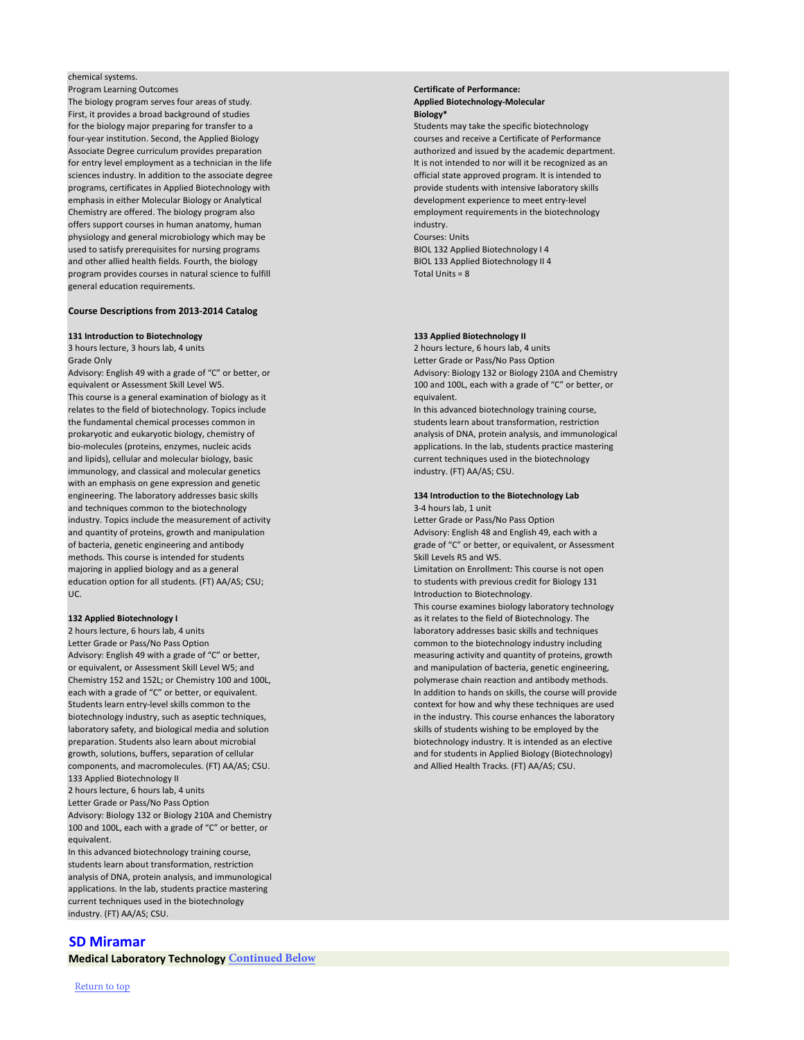chemical systems.

Program Learning Outcomes

The biology program serves four areas of study. First, it provides a broad background of studies for the biology major preparing for transfer to a four-year institution. Second, the Applied Biology Associate Degree curriculum provides preparation for entry level employment as a technician in the life sciences industry. In addition to the associate degree programs, certificates in Applied Biotechnology with emphasis in either Molecular Biology or Analytical Chemistry are offered. The biology program also offers support courses in human anatomy, human physiology and general microbiology which may be used to satisfy prerequisites for nursing programs and other allied health fields. Fourth, the biology program provides courses in natural science to fulfill general education requirements.

**Certificate of Performance: Applied Biotechnology-Molecular Biology***

Students may take the specific biotechnology courses and receive a Certificate of Performance authorized and issued by the academic department. It is not intended to nor will it be recognized as an official state approved program. It is intended to provide students with intensive laboratory skills development experience to meet entry-level employment requirements in the biotechnology industry.

Courses: Units

BIOL 132 Applied Biotechnology I 4

BIOL 133 Applied Biotechnology II 4

Total Units = 8

**Course Descriptions from 2013-2014 Catalog**

**131 Introduction to Biotechnology**

3 hours lecture, 3 hours lab, 4 units

Grade Only

Advisory: English 49 with a grade of "C" or better, or equivalent or Assessment Skill Level W5.

This course is a general examination of biology as it relates to the field of biotechnology. Topics include the fundamental chemical processes common in prokaryotic and eukaryotic biology, chemistry of bio-molecules (proteins, enzymes, nucleic acids and lipids), cellular and molecular biology, basic immunology, and classical and molecular genetics with an emphasis on gene expression and genetic engineering. The laboratory addresses basic skills and techniques common to the biotechnology industry. Topics include the measurement of activity and quantity of proteins, growth and manipulation of bacteria, genetic engineering and antibody methods. This course is intended for students majoring in applied biology and as a general education option for all students. (FT) AA/AS; CSU; UC.

**132 Applied Biotechnology I**

2 hours lecture, 6 hours lab, 4 units

Letter Grade or Pass/No Pass Option

Advisory: English 49 with a grade of "C" or better, or equivalent, or Assessment Skill Level W5; and Chemistry 152 and 152L; or Chemistry 100 and 100L, each with a grade of "C" or better, or equivalent.

Students learn entry-level skills common to the biotechnology industry, such as aseptic techniques, laboratory safety, and biological media and solution preparation. Students also learn about microbial growth, solutions, buffers, separation of cellular components, and macromolecules. (FT) AA/AS; CSU.

133 Applied Biotechnology II

2 hours lecture, 6 hours lab, 4 units

Letter Grade or Pass/No Pass Option

Advisory: Biology 132 or Biology 210A and Chemistry 100 and 100L, each with a grade of "C" or better, or equivalent.

In this advanced biotechnology training course, students learn about transformation, restriction analysis of DNA, protein analysis, and immunological applications. In the lab, students practice mastering current techniques used in the biotechnology industry. (FT) AA/AS; CSU.

**133 Applied Biotechnology II**

2 hours lecture, 6 hours lab, 4 units

Letter Grade or Pass/No Pass Option

Advisory: Biology 132 or Biology 210A and Chemistry 100 and 100L, each with a grade of "C" or better, or equivalent.

In this advanced biotechnology training course, students learn about transformation, restriction analysis of DNA, protein analysis, and immunological applications. In the lab, students practice mastering current techniques used in the biotechnology industry. (FT) AA/AS; CSU.

**134 Introduction to the Biotechnology Lab**

3-4 hours lab, 1 unit

Letter Grade or Pass/No Pass Option

Advisory: English 48 and English 49, each with a grade of "C" or better, or equivalent, or Assessment Skill Levels R5 and W5.

Limitation on Enrollment: This course is not open to students with previous credit for Biology 131 Introduction to Biotechnology.

This course examines biology laboratory technology as it relates to the field of Biotechnology. The laboratory addresses basic skills and techniques common to the biotechnology industry including measuring activity and quantity of proteins, growth and manipulation of bacteria, genetic engineering, polymerase chain reaction and antibody methods. In addition to hands on skills, the course will provide context for how and why these techniques are used in the industry. This course enhances the laboratory skills of students wishing to be employed by the biotechnology industry. It is intended as an elective and for students in Applied Biology (Biotechnology) and Allied Health Tracks. (FT) AA/AS; CSU.

## SD Miramar

**Medical Laboratory Technology** Continued Below

Return to top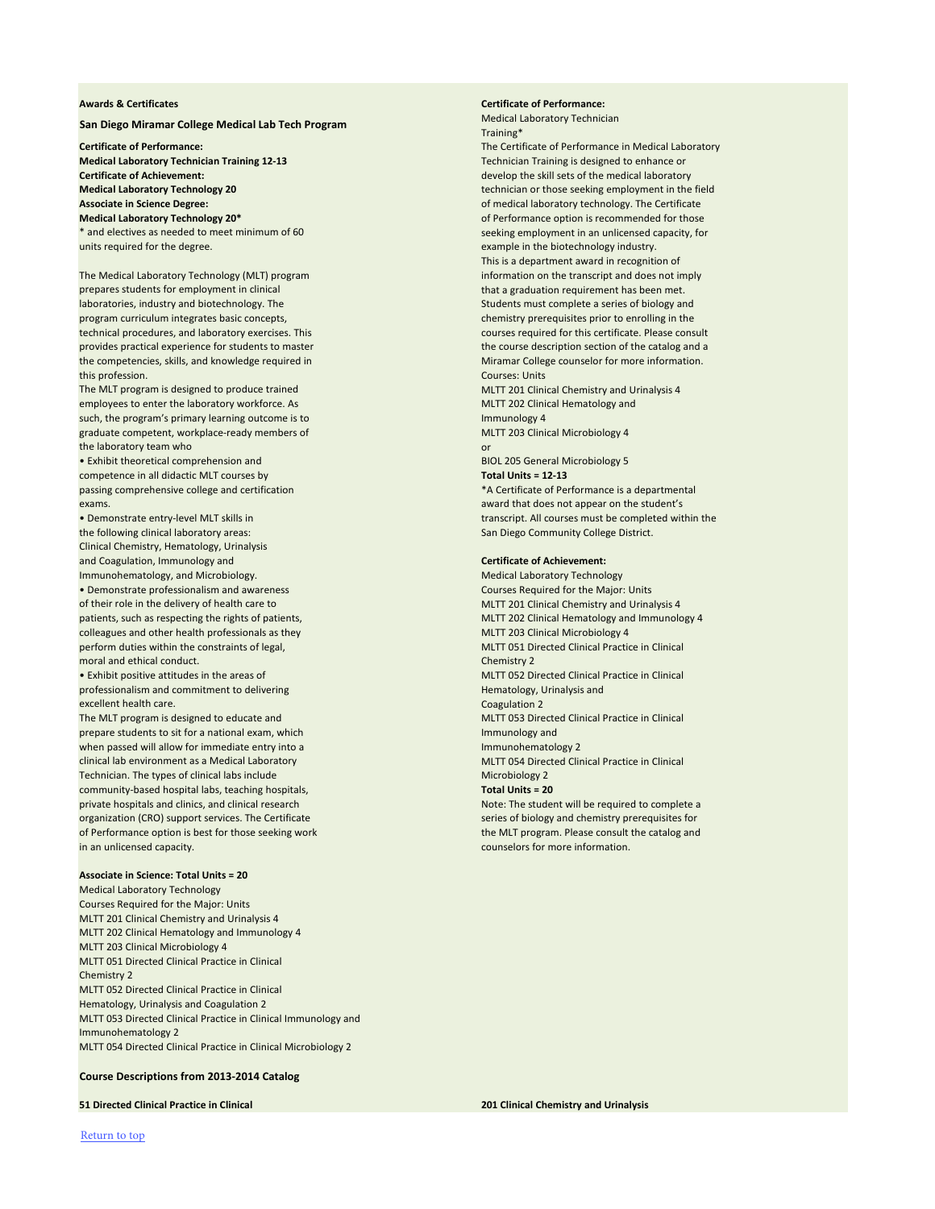**Awards & Certificates**

**San Diego Miramar College Medical Lab Tech Program**

**Certificate of Performance:**
**Medical Laboratory Technician Training 12-13**
**Certificate of Achievement:**
**Medical Laboratory Technology 20**
**Associate in Science Degree:**
**Medical Laboratory Technology 20***
* and electives as needed to meet minimum of 60 units required for the degree.

The Medical Laboratory Technology (MLT) program prepares students for employment in clinical laboratories, industry and biotechnology. The program curriculum integrates basic concepts, technical procedures, and laboratory exercises. This provides practical experience for students to master the competencies, skills, and knowledge required in this profession.
The MLT program is designed to produce trained employees to enter the laboratory workforce. As such, the program's primary learning outcome is to graduate competent, workplace-ready members of the laboratory team who

- Exhibit theoretical comprehension and competence in all didactic MLT courses by passing comprehensive college and certification exams.
- Demonstrate entry-level MLT skills in the following clinical laboratory areas: Clinical Chemistry, Hematology, Urinalysis and Coagulation, Immunology and Immunohematology, and Microbiology.
- Demonstrate professionalism and awareness of their role in the delivery of health care to patients, such as respecting the rights of patients, colleagues and other health professionals as they perform duties within the constraints of legal, moral and ethical conduct.
- Exhibit positive attitudes in the areas of professionalism and commitment to delivering excellent health care.

The MLT program is designed to educate and prepare students to sit for a national exam, which when passed will allow for immediate entry into a clinical lab environment as a Medical Laboratory Technician. The types of clinical labs include community-based hospital labs, teaching hospitals, private hospitals and clinics, and clinical research organization (CRO) support services. The Certificate of Performance option is best for those seeking work in an unlicensed capacity.

**Associate in Science: Total Units = 20**
Medical Laboratory Technology
Courses Required for the Major: Units
MLTT 201 Clinical Chemistry and Urinalysis 4
MLTT 202 Clinical Hematology and Immunology 4
MLTT 203 Clinical Microbiology 4
MLTT 051 Directed Clinical Practice in Clinical Chemistry 2
MLTT 052 Directed Clinical Practice in Clinical Hematology, Urinalysis and Coagulation 2
MLTT 053 Directed Clinical Practice in Clinical Immunology and Immunohematology 2
MLTT 054 Directed Clinical Practice in Clinical Microbiology 2

**Certificate of Performance:**
Medical Laboratory Technician Training*
The Certificate of Performance in Medical Laboratory Technician Training is designed to enhance or develop the skill sets of the medical laboratory technician or those seeking employment in the field of medical laboratory technology. The Certificate of Performance option is recommended for those seeking employment in an unlicensed capacity, for example in the biotechnology industry.
This is a department award in recognition of information on the transcript and does not imply that a graduation requirement has been met.
Students must complete a series of biology and chemistry prerequisites prior to enrolling in the courses required for this certificate. Please consult the course description section of the catalog and a Miramar College counselor for more information.
Courses: Units
MLTT 201 Clinical Chemistry and Urinalysis 4
MLTT 202 Clinical Hematology and Immunology 4
MLTT 203 Clinical Microbiology 4
or
BIOL 205 General Microbiology 5
**Total Units = 12-13**
*A Certificate of Performance is a departmental award that does not appear on the student's transcript. All courses must be completed within the San Diego Community College District.

**Certificate of Achievement:**
Medical Laboratory Technology
Courses Required for the Major: Units
MLTT 201 Clinical Chemistry and Urinalysis 4
MLTT 202 Clinical Hematology and Immunology 4
MLTT 203 Clinical Microbiology 4
MLTT 051 Directed Clinical Practice in Clinical Chemistry 2
MLTT 052 Directed Clinical Practice in Clinical Hematology, Urinalysis and Coagulation 2
MLTT 053 Directed Clinical Practice in Clinical Immunology and Immunohematology 2
MLTT 054 Directed Clinical Practice in Clinical Microbiology 2
**Total Units = 20**
Note: The student will be required to complete a series of biology and chemistry prerequisites for the MLT program. Please consult the catalog and counselors for more information.

**Course Descriptions from 2013-2014 Catalog**

**51 Directed Clinical Practice in Clinical**

**201 Clinical Chemistry and Urinalysis**

Return to top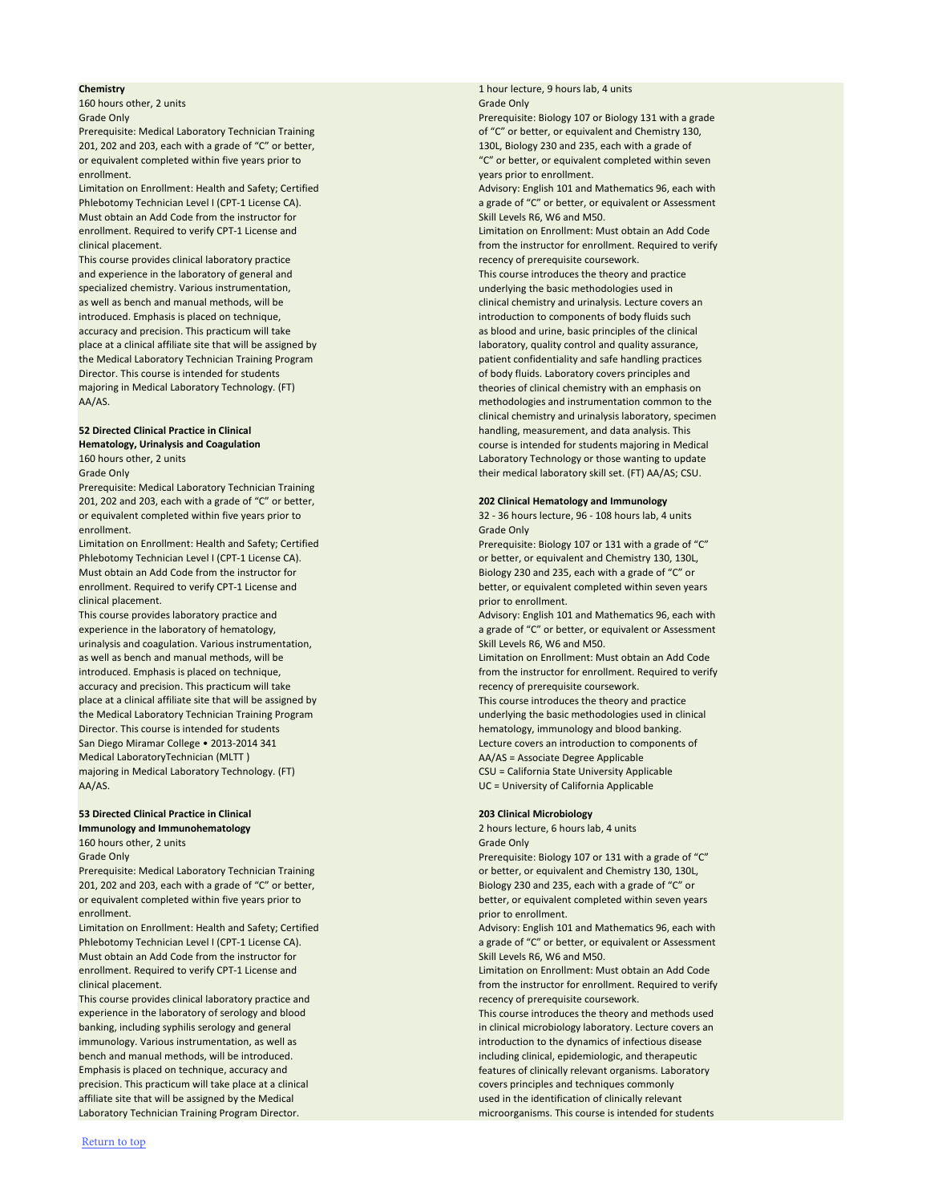**Chemistry**
160 hours other, 2 units
Grade Only
Prerequisite: Medical Laboratory Technician Training 201, 202 and 203, each with a grade of "C" or better, or equivalent completed within five years prior to enrollment.
Limitation on Enrollment: Health and Safety; Certified Phlebotomy Technician Level I (CPT-1 License CA). Must obtain an Add Code from the instructor for enrollment. Required to verify CPT-1 License and clinical placement.
This course provides clinical laboratory practice and experience in the laboratory of general and specialized chemistry. Various instrumentation, as well as bench and manual methods, will be introduced. Emphasis is placed on technique, accuracy and precision. This practicum will take place at a clinical affiliate site that will be assigned by the Medical Laboratory Technician Training Program Director. This course is intended for students majoring in Medical Laboratory Technology. (FT) AA/AS.

**52 Directed Clinical Practice in Clinical Hematology, Urinalysis and Coagulation**
160 hours other, 2 units
Grade Only
Prerequisite: Medical Laboratory Technician Training 201, 202 and 203, each with a grade of "C" or better, or equivalent completed within five years prior to enrollment.
Limitation on Enrollment: Health and Safety; Certified Phlebotomy Technician Level I (CPT-1 License CA). Must obtain an Add Code from the instructor for enrollment. Required to verify CPT-1 License and clinical placement.
This course provides laboratory practice and experience in the laboratory of hematology, urinalysis and coagulation. Various instrumentation, as well as bench and manual methods, will be introduced. Emphasis is placed on technique, accuracy and precision. This practicum will take place at a clinical affiliate site that will be assigned by the Medical Laboratory Technician Training Program Director. This course is intended for students majoring in Medical Laboratory Technology. (FT) AA/AS.

**53 Directed Clinical Practice in Clinical Immunology and Immunohematology**
160 hours other, 2 units
Grade Only
Prerequisite: Medical Laboratory Technician Training 201, 202 and 203, each with a grade of "C" or better, or equivalent completed within five years prior to enrollment.
Limitation on Enrollment: Health and Safety; Certified Phlebotomy Technician Level I (CPT-1 License CA). Must obtain an Add Code from the instructor for enrollment. Required to verify CPT-1 License and clinical placement.
This course provides clinical laboratory practice and experience in the laboratory of serology and blood banking, including syphilis serology and general immunology. Various instrumentation, as well as bench and manual methods, will be introduced. Emphasis is placed on technique, accuracy and precision. This practicum will take place at a clinical affiliate site that will be assigned by the Medical Laboratory Technician Training Program Director.

1 hour lecture, 9 hours lab, 4 units
Grade Only
Prerequisite: Biology 107 or Biology 131 with a grade of "C" or better, or equivalent and Chemistry 130, 130L, Biology 230 and 235, each with a grade of "C" or better, or equivalent completed within seven years prior to enrollment.
Advisory: English 101 and Mathematics 96, each with a grade of "C" or better, or equivalent or Assessment Skill Levels R6, W6 and M50.
Limitation on Enrollment: Must obtain an Add Code from the instructor for enrollment. Required to verify recency of prerequisite coursework.
This course introduces the theory and practice underlying the basic methodologies used in clinical chemistry and urinalysis. Lecture covers an introduction to components of body fluids such as blood and urine, basic principles of the clinical laboratory, quality control and quality assurance, patient confidentiality and safe handling practices of body fluids. Laboratory covers principles and theories of clinical chemistry with an emphasis on methodologies and instrumentation common to the clinical chemistry and urinalysis laboratory, specimen handling, measurement, and data analysis. This course is intended for students majoring in Medical Laboratory Technology or those wanting to update their medical laboratory skill set. (FT) AA/AS; CSU.

**202 Clinical Hematology and Immunology**
32 - 36 hours lecture, 96 - 108 hours lab, 4 units
Grade Only
Prerequisite: Biology 107 or 131 with a grade of "C" or better, or equivalent and Chemistry 130, 130L, Biology 230 and 235, each with a grade of "C" or better, or equivalent completed within seven years prior to enrollment.
Advisory: English 101 and Mathematics 96, each with a grade of "C" or better, or equivalent or Assessment Skill Levels R6, W6 and M50.
Limitation on Enrollment: Must obtain an Add Code from the instructor for enrollment. Required to verify recency of prerequisite coursework.
This course introduces the theory and practice underlying the basic methodologies used in clinical hematology, immunology and blood banking. Lecture covers an introduction to components of

AA/AS = Associate Degree Applicable
CSU = California State University Applicable
UC = University of California Applicable

**203 Clinical Microbiology**
2 hours lecture, 6 hours lab, 4 units
Grade Only
Prerequisite: Biology 107 or 131 with a grade of "C" or better, or equivalent and Chemistry 130, 130L, Biology 230 and 235, each with a grade of "C" or better, or equivalent completed within seven years prior to enrollment.
Advisory: English 101 and Mathematics 96, each with a grade of "C" or better, or equivalent or Assessment Skill Levels R6, W6 and M50.
Limitation on Enrollment: Must obtain an Add Code from the instructor for enrollment. Required to verify recency of prerequisite coursework.
This course introduces the theory and methods used in clinical microbiology laboratory. Lecture covers an introduction to the dynamics of infectious disease including clinical, epidemiologic, and therapeutic features of clinically relevant organisms. Laboratory covers principles and techniques commonly used in the identification of clinically relevant microorganisms. This course is intended for students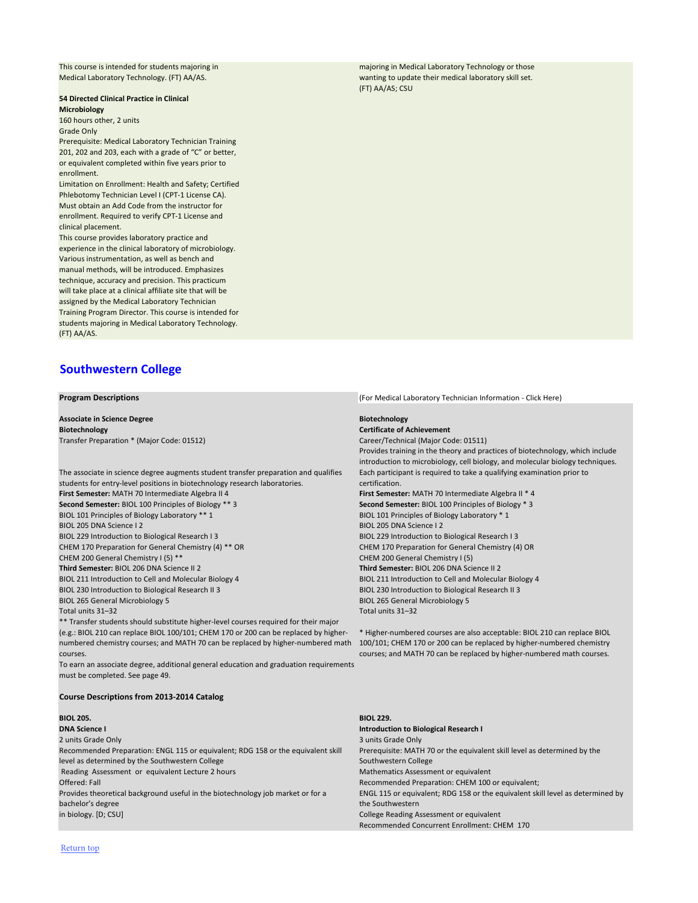This course is intended for students majoring in Medical Laboratory Technology. (FT) AA/AS.

**54 Directed Clinical Practice in Clinical Microbiology**
160 hours other, 2 units
Grade Only
Prerequisite: Medical Laboratory Technician Training 201, 202 and 203, each with a grade of "C" or better, or equivalent completed within five years prior to enrollment.
Limitation on Enrollment: Health and Safety; Certified Phlebotomy Technician Level I (CPT-1 License CA). Must obtain an Add Code from the instructor for enrollment. Required to verify CPT-1 License and clinical placement.
This course provides laboratory practice and experience in the clinical laboratory of microbiology. Various instrumentation, as well as bench and manual methods, will be introduced. Emphasizes technique, accuracy and precision. This practicum will take place at a clinical affiliate site that will be assigned by the Medical Laboratory Technician Training Program Director. This course is intended for students majoring in Medical Laboratory Technology. (FT) AA/AS.

majoring in Medical Laboratory Technology or those wanting to update their medical laboratory skill set. (FT) AA/AS; CSU

## Southwestern College

**Program Descriptions**

(For Medical Laboratory Technician Information - Click Here)

**Associate in Science Degree**
**Biotechnology**
Transfer Preparation * (Major Code: 01512)

The associate in science degree augments student transfer preparation and qualifies students for entry-level positions in biotechnology research laboratories.
**First Semester:** MATH 70 Intermediate Algebra II 4
**Second Semester:** BIOL 100 Principles of Biology ** 3
BIOL 101 Principles of Biology Laboratory ** 1
BIOL 205 DNA Science I 2
BIOL 229 Introduction to Biological Research I 3
CHEM 170 Preparation for General Chemistry (4) ** OR
CHEM 200 General Chemistry I (5) **
**Third Semester:** BIOL 206 DNA Science II 2
BIOL 211 Introduction to Cell and Molecular Biology 4
BIOL 230 Introduction to Biological Research II 3
BIOL 265 General Microbiology 5
Total units 31–32
** Transfer students should substitute higher-level courses required for their major (e.g.: BIOL 210 can replace BIOL 100/101; CHEM 170 or 200 can be replaced by higher-numbered chemistry courses; and MATH 70 can be replaced by higher-numbered math courses.
To earn an associate degree, additional general education and graduation requirements must be completed. See page 49.

**Biotechnology**
**Certificate of Achievement**
Career/Technical (Major Code: 01511)
Provides training in the theory and practices of biotechnology, which include introduction to microbiology, cell biology, and molecular biology techniques. Each participant is required to take a qualifying examination prior to certification.
**First Semester:** MATH 70 Intermediate Algebra II * 4
**Second Semester:** BIOL 100 Principles of Biology * 3
BIOL 101 Principles of Biology Laboratory * 1
BIOL 205 DNA Science I 2
BIOL 229 Introduction to Biological Research I 3
CHEM 170 Preparation for General Chemistry (4) OR
CHEM 200 General Chemistry I (5)
**Third Semester:** BIOL 206 DNA Science II 2
BIOL 211 Introduction to Cell and Molecular Biology 4
BIOL 230 Introduction to Biological Research II 3
BIOL 265 General Microbiology 5
Total units 31–32

* Higher-numbered courses are also acceptable: BIOL 210 can replace BIOL 100/101; CHEM 170 or 200 can be replaced by higher-numbered chemistry courses; and MATH 70 can be replaced by higher-numbered math courses.

**Course Descriptions from 2013-2014 Catalog**

**BIOL 205.**
**DNA Science I**
2 units Grade Only
Recommended Preparation: ENGL 115 or equivalent; RDG 158 or the equivalent skill level as determined by the Southwestern College Reading Assessment or equivalent Lecture 2 hours
Offered: Fall
Provides theoretical background useful in the biotechnology job market or for a bachelor's degree in biology. [D; CSU]

**BIOL 229.**
**Introduction to Biological Research I**
3 units Grade Only
Prerequisite: MATH 70 or the equivalent skill level as determined by the Southwestern College Mathematics Assessment or equivalent
Recommended Preparation: CHEM 100 or equivalent;
ENGL 115 or equivalent; RDG 158 or the equivalent skill level as determined by the Southwestern College Reading Assessment or equivalent
Recommended Concurrent Enrollment: CHEM 170

Return top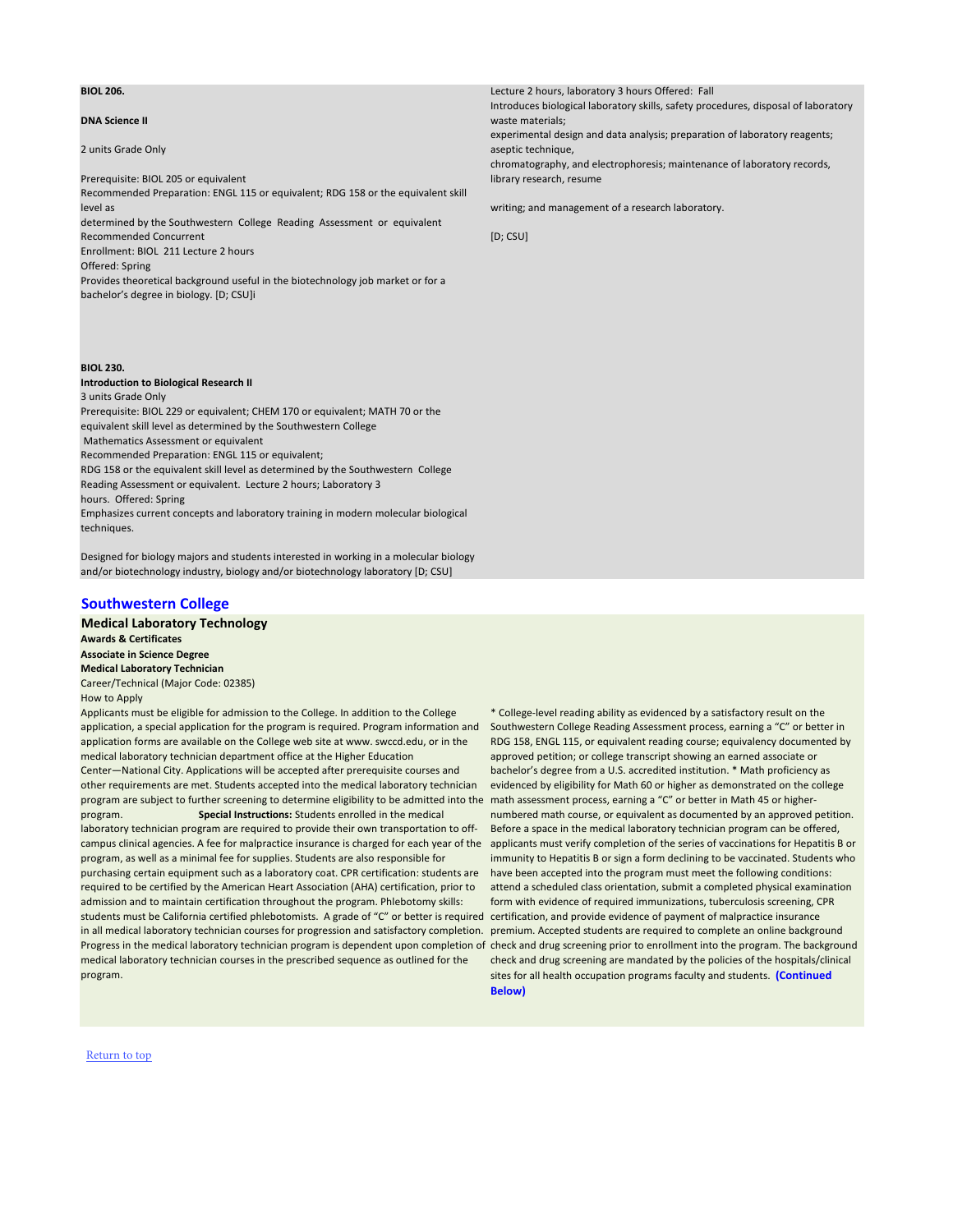**BIOL 206.**

**DNA Science II**

2 units Grade Only

Prerequisite: BIOL 205 or equivalent
Recommended Preparation: ENGL 115 or equivalent; RDG 158 or the equivalent skill level as
determined by the Southwestern College Reading Assessment or equivalent
Recommended Concurrent
Enrollment: BIOL 211 Lecture 2 hours
Offered: Spring
Provides theoretical background useful in the biotechnology job market or for a bachelor's degree in biology. [D; CSU]i

Lecture 2 hours, laboratory 3 hours Offered: Fall
Introduces biological laboratory skills, safety procedures, disposal of laboratory waste materials;
experimental design and data analysis; preparation of laboratory reagents; aseptic technique,
chromatography, and electrophoresis; maintenance of laboratory records, library research, resume

writing; and management of a research laboratory.

[D; CSU]

**BIOL 230.**
**Introduction to Biological Research II**
3 units Grade Only
Prerequisite: BIOL 229 or equivalent; CHEM 170 or equivalent; MATH 70 or the equivalent skill level as determined by the Southwestern College Mathematics Assessment or equivalent
Recommended Preparation: ENGL 115 or equivalent;
RDG 158 or the equivalent skill level as determined by the Southwestern College Reading Assessment or equivalent. Lecture 2 hours; Laboratory 3 hours. Offered: Spring
Emphasizes current concepts and laboratory training in modern molecular biological techniques.

Designed for biology majors and students interested in working in a molecular biology and/or biotechnology industry, biology and/or biotechnology laboratory [D; CSU]

## Southwestern College

### Medical Laboratory Technology

**Awards & Certificates**
**Associate in Science Degree**
**Medical Laboratory Technician**
Career/Technical (Major Code: 02385)
How to Apply

Applicants must be eligible for admission to the College. In addition to the College application, a special application for the program is required. Program information and application forms are available on the College web site at www. swccd.edu, or in the medical laboratory technician department office at the Higher Education Center—National City. Applications will be accepted after prerequisite courses and other requirements are met. Students accepted into the medical laboratory technician program are subject to further screening to determine eligibility to be admitted into the program. **Special Instructions:** Students enrolled in the medical laboratory technician program are required to provide their own transportation to off-campus clinical agencies. A fee for malpractice insurance is charged for each year of the program, as well as a minimal fee for supplies. Students are also responsible for purchasing certain equipment such as a laboratory coat. CPR certification: students are required to be certified by the American Heart Association (AHA) certification, prior to admission and to maintain certification throughout the program. Phlebotomy skills: students must be California certified phlebotomists. A grade of "C" or better is required in all medical laboratory technician courses for progression and satisfactory completion. Progress in the medical laboratory technician program is dependent upon completion of medical laboratory technician courses in the prescribed sequence as outlined for the program.

* College-level reading ability as evidenced by a satisfactory result on the Southwestern College Reading Assessment process, earning a "C" or better in RDG 158, ENGL 115, or equivalent reading course; equivalency documented by approved petition; or college transcript showing an earned associate or bachelor's degree from a U.S. accredited institution. * Math proficiency as evidenced by eligibility for Math 60 or higher as demonstrated on the college math assessment process, earning a "C" or better in Math 45 or higher-numbered math course, or equivalent as documented by an approved petition. Before a space in the medical laboratory technician program can be offered, applicants must verify completion of the series of vaccinations for Hepatitis B or immunity to Hepatitis B or sign a form declining to be vaccinated. Students who have been accepted into the program must meet the following conditions: attend a scheduled class orientation, submit a completed physical examination form with evidence of required immunizations, tuberculosis screening, CPR certification, and provide evidence of payment of malpractice insurance premium. Accepted students are required to complete an online background check and drug screening prior to enrollment into the program. The background check and drug screening are mandated by the policies of the hospitals/clinical sites for all health occupation programs faculty and students. **(Continued Below)**

Return to top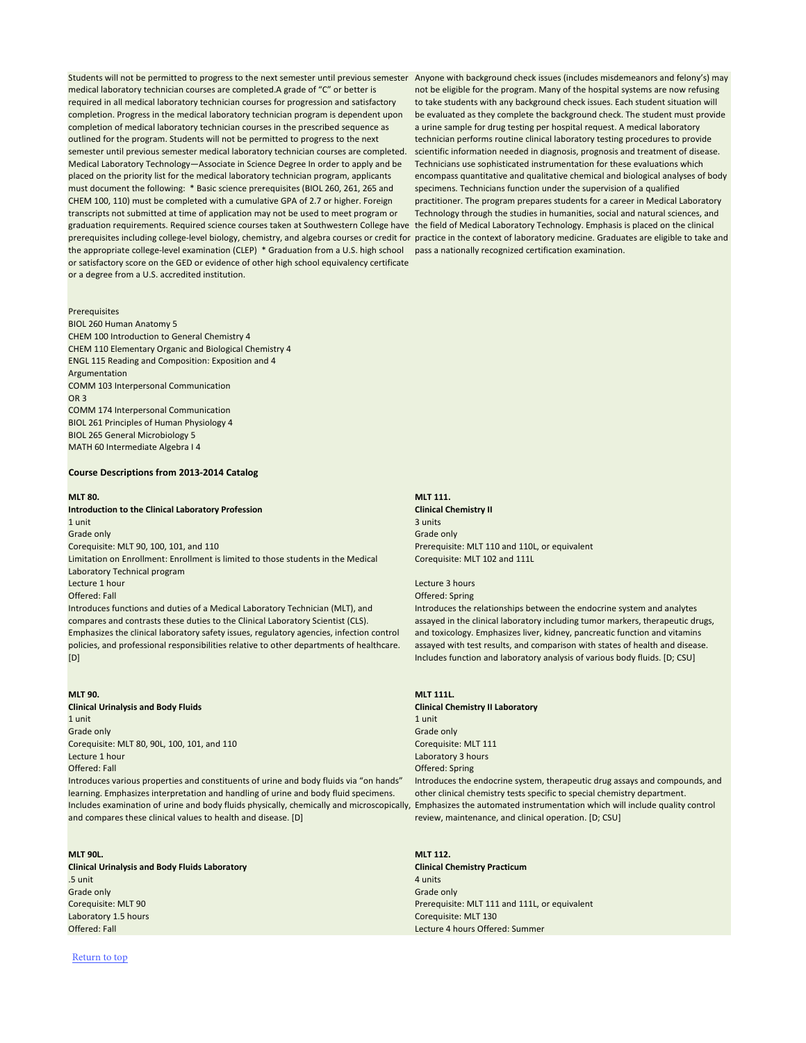Students will not be permitted to progress to the next semester until previous semester medical laboratory technician courses are completed.A grade of "C" or better is required in all medical laboratory technician courses for progression and satisfactory completion. Progress in the medical laboratory technician program is dependent upon completion of medical laboratory technician courses in the prescribed sequence as outlined for the program. Students will not be permitted to progress to the next semester until previous semester medical laboratory technician courses are completed. Medical Laboratory Technology—Associate in Science Degree In order to apply and be placed on the priority list for the medical laboratory technician program, applicants must document the following: * Basic science prerequisites (BIOL 260, 261, 265 and CHEM 100, 110) must be completed with a cumulative GPA of 2.7 or higher. Foreign transcripts not submitted at time of application may not be used to meet program or graduation requirements. Required science courses taken at Southwestern College have prerequisites including college-level biology, chemistry, and algebra courses or credit for the appropriate college-level examination (CLEP) * Graduation from a U.S. high school or satisfactory score on the GED or evidence of other high school equivalency certificate or a degree from a U.S. accredited institution.

Anyone with background check issues (includes misdemeanors and felony's) may not be eligible for the program. Many of the hospital systems are now refusing to take students with any background check issues. Each student situation will be evaluated as they complete the background check. The student must provide a urine sample for drug testing per hospital request. A medical laboratory technician performs routine clinical laboratory testing procedures to provide scientific information needed in diagnosis, prognosis and treatment of disease. Technicians use sophisticated instrumentation for these evaluations which encompass quantitative and qualitative chemical and biological analyses of body specimens. Technicians function under the supervision of a qualified practitioner. The program prepares students for a career in Medical Laboratory Technology through the studies in humanities, social and natural sciences, and the field of Medical Laboratory Technology. Emphasis is placed on the clinical practice in the context of laboratory medicine. Graduates are eligible to take and pass a nationally recognized certification examination.

Prerequisites
BIOL 260 Human Anatomy 5
CHEM 100 Introduction to General Chemistry 4
CHEM 110 Elementary Organic and Biological Chemistry 4
ENGL 115 Reading and Composition: Exposition and 4
Argumentation
COMM 103 Interpersonal Communication
OR 3
COMM 174 Interpersonal Communication
BIOL 261 Principles of Human Physiology 4
BIOL 265 General Microbiology 5
MATH 60 Intermediate Algebra I 4

**Course Descriptions from 2013-2014 Catalog**

**MLT 80.**
**Introduction to the Clinical Laboratory Profession**
1 unit
Grade only
Corequisite: MLT 90, 100, 101, and 110
Limitation on Enrollment: Enrollment is limited to those students in the Medical Laboratory Technical program
Lecture 1 hour
Offered: Fall
Introduces functions and duties of a Medical Laboratory Technician (MLT), and compares and contrasts these duties to the Clinical Laboratory Scientist (CLS). Emphasizes the clinical laboratory safety issues, regulatory agencies, infection control policies, and professional responsibilities relative to other departments of healthcare. [D]

**MLT 90.**
**Clinical Urinalysis and Body Fluids**
1 unit
Grade only
Corequisite: MLT 80, 90L, 100, 101, and 110
Lecture 1 hour
Offered: Fall
Introduces various properties and constituents of urine and body fluids via "on hands" learning. Emphasizes interpretation and handling of urine and body fluid specimens. Includes examination of urine and body fluids physically, chemically and microscopically, and compares these clinical values to health and disease. [D]

**MLT 90L.**
**Clinical Urinalysis and Body Fluids Laboratory**
.5 unit
Grade only
Corequisite: MLT 90
Laboratory 1.5 hours
Offered: Fall

**MLT 111.**
**Clinical Chemistry II**
3 units
Grade only
Prerequisite: MLT 110 and 110L, or equivalent
Corequisite: MLT 102 and 111L

Lecture 3 hours
Offered: Spring
Introduces the relationships between the endocrine system and analytes assayed in the clinical laboratory including tumor markers, therapeutic drugs, and toxicology. Emphasizes liver, kidney, pancreatic function and vitamins assayed with test results, and comparison with states of health and disease. Includes function and laboratory analysis of various body fluids. [D; CSU]

**MLT 111L.**
**Clinical Chemistry II Laboratory**
1 unit
Grade only
Corequisite: MLT 111
Laboratory 3 hours
Offered: Spring
Introduces the endocrine system, therapeutic drug assays and compounds, and other clinical chemistry tests specific to special chemistry department. Emphasizes the automated instrumentation which will include quality control review, maintenance, and clinical operation. [D; CSU]

**MLT 112.**
**Clinical Chemistry Practicum**
4 units
Grade only
Prerequisite: MLT 111 and 111L, or equivalent
Corequisite: MLT 130
Lecture 4 hours Offered: Summer

Return to top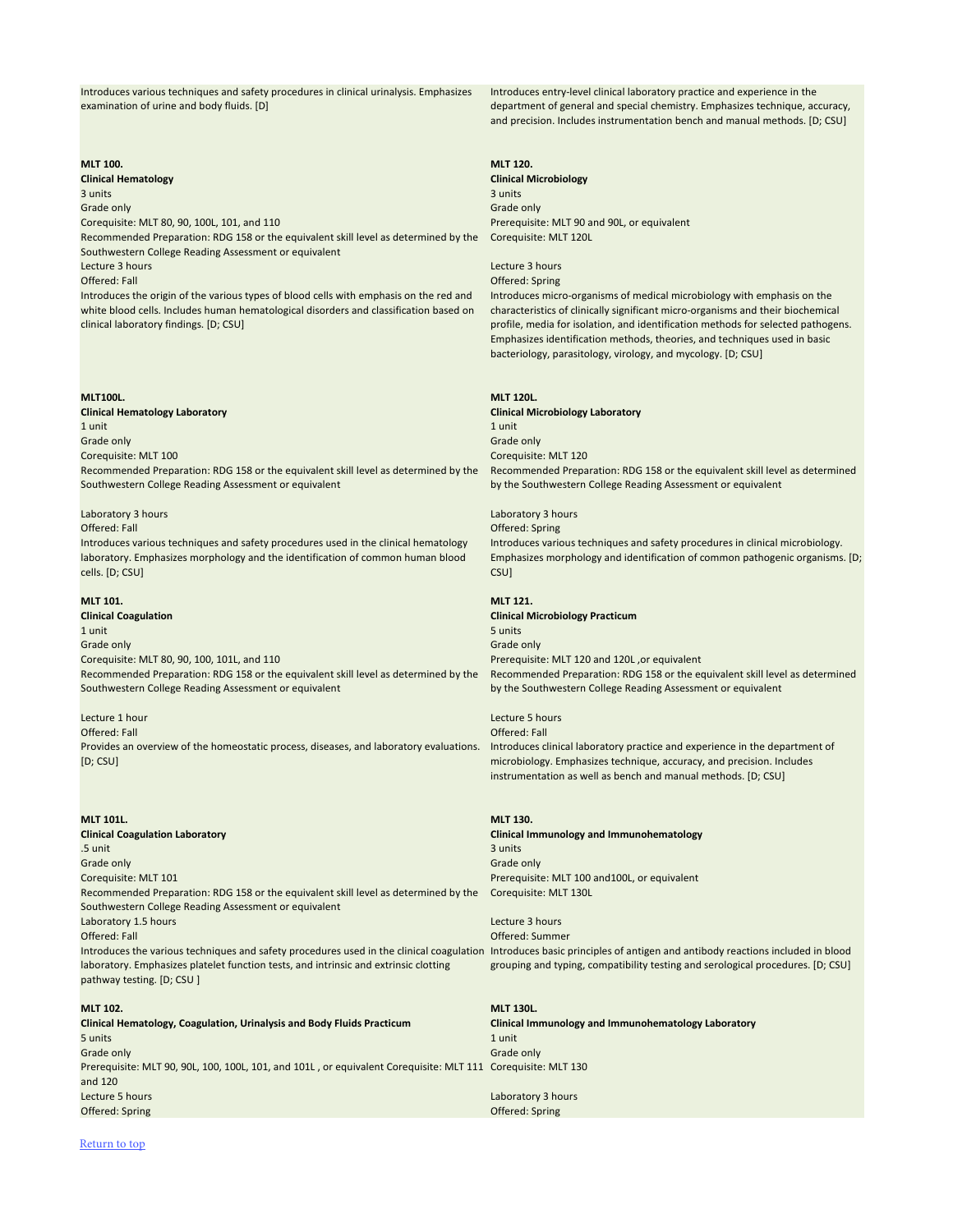Introduces various techniques and safety procedures in clinical urinalysis. Emphasizes examination of urine and body fluids. [D]

**MLT 100.**
**Clinical Hematology**
3 units
Grade only
Corequisite: MLT 80, 90, 100L, 101, and 110
Recommended Preparation: RDG 158 or the equivalent skill level as determined by the Southwestern College Reading Assessment or equivalent
Lecture 3 hours
Offered: Fall
Introduces the origin of the various types of blood cells with emphasis on the red and white blood cells. Includes human hematological disorders and classification based on clinical laboratory findings. [D; CSU]

**MLT100L.**
**Clinical Hematology Laboratory**
1 unit
Grade only
Corequisite: MLT 100
Recommended Preparation: RDG 158 or the equivalent skill level as determined by the Southwestern College Reading Assessment or equivalent

Laboratory 3 hours
Offered: Fall
Introduces various techniques and safety procedures used in the clinical hematology laboratory. Emphasizes morphology and the identification of common human blood cells. [D; CSU]

**MLT 101.**
**Clinical Coagulation**
1 unit
Grade only
Corequisite: MLT 80, 90, 100, 101L, and 110
Recommended Preparation: RDG 158 or the equivalent skill level as determined by the Southwestern College Reading Assessment or equivalent

Lecture 1 hour
Offered: Fall
Provides an overview of the homeostatic process, diseases, and laboratory evaluations. [D; CSU]

**MLT 101L.**
**Clinical Coagulation Laboratory**
.5 unit
Grade only
Corequisite: MLT 101
Recommended Preparation: RDG 158 or the equivalent skill level as determined by the Southwestern College Reading Assessment or equivalent
Laboratory 1.5 hours
Offered: Fall
Introduces the various techniques and safety procedures used in the clinical coagulation laboratory. Emphasizes platelet function tests, and intrinsic and extrinsic clotting pathway testing. [D; CSU ]

**MLT 102.**
**Clinical Hematology, Coagulation, Urinalysis and Body Fluids Practicum**
5 units
Grade only
Prerequisite: MLT 90, 90L, 100, 100L, 101, and 101L , or equivalent Corequisite: MLT 111 and 120
Lecture 5 hours
Offered: Spring

Introduces entry-level clinical laboratory practice and experience in the department of general and special chemistry. Emphasizes technique, accuracy, and precision. Includes instrumentation bench and manual methods. [D; CSU]

**MLT 120.**
**Clinical Microbiology**
3 units
Grade only
Prerequisite: MLT 90 and 90L, or equivalent
Corequisite: MLT 120L

Lecture 3 hours
Offered: Spring
Introduces micro-organisms of medical microbiology with emphasis on the characteristics of clinically significant micro-organisms and their biochemical profile, media for isolation, and identification methods for selected pathogens. Emphasizes identification methods, theories, and techniques used in basic bacteriology, parasitology, virology, and mycology. [D; CSU]

**MLT 120L.**
**Clinical Microbiology Laboratory**
1 unit
Grade only
Corequisite: MLT 120
Recommended Preparation: RDG 158 or the equivalent skill level as determined by the Southwestern College Reading Assessment or equivalent

Laboratory 3 hours
Offered: Spring
Introduces various techniques and safety procedures in clinical microbiology. Emphasizes morphology and identification of common pathogenic organisms. [D; CSU]

**MLT 121.**
**Clinical Microbiology Practicum**
5 units
Grade only
Prerequisite: MLT 120 and 120L ,or equivalent
Recommended Preparation: RDG 158 or the equivalent skill level as determined by the Southwestern College Reading Assessment or equivalent

Lecture 5 hours
Offered: Fall
Introduces clinical laboratory practice and experience in the department of microbiology. Emphasizes technique, accuracy, and precision. Includes instrumentation as well as bench and manual methods. [D; CSU]

**MLT 130.**
**Clinical Immunology and Immunohematology**
3 units
Grade only
Prerequisite: MLT 100 and100L, or equivalent
Corequisite: MLT 130L

Lecture 3 hours
Offered: Summer
Introduces basic principles of antigen and antibody reactions included in blood grouping and typing, compatibility testing and serological procedures. [D; CSU]

**MLT 130L.**
**Clinical Immunology and Immunohematology Laboratory**
1 unit
Grade only
Corequisite: MLT 130

Laboratory 3 hours
Offered: Spring

Return to top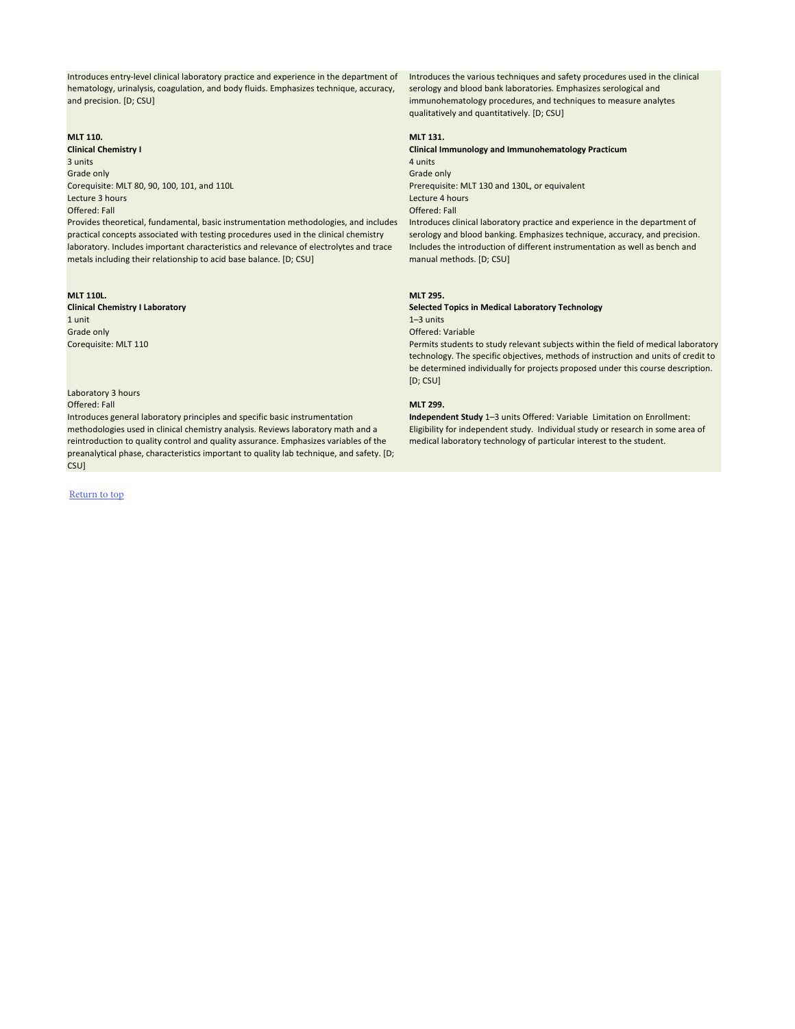Introduces entry-level clinical laboratory practice and experience in the department of hematology, urinalysis, coagulation, and body fluids. Emphasizes technique, accuracy, and precision. [D; CSU]

**MLT 110.**
**Clinical Chemistry I**
3 units
Grade only
Corequisite: MLT 80, 90, 100, 101, and 110L
Lecture 3 hours
Offered: Fall
Provides theoretical, fundamental, basic instrumentation methodologies, and includes practical concepts associated with testing procedures used in the clinical chemistry laboratory. Includes important characteristics and relevance of electrolytes and trace metals including their relationship to acid base balance. [D; CSU]

**MLT 110L.**
**Clinical Chemistry I Laboratory**
1 unit
Grade only
Corequisite: MLT 110

Laboratory 3 hours
Offered: Fall
Introduces general laboratory principles and specific basic instrumentation methodologies used in clinical chemistry analysis. Reviews laboratory math and a reintroduction to quality control and quality assurance. Emphasizes variables of the preanalytical phase, characteristics important to quality lab technique, and safety. [D; CSU]

Introduces the various techniques and safety procedures used in the clinical serology and blood bank laboratories. Emphasizes serological and immunohematology procedures, and techniques to measure analytes qualitatively and quantitatively. [D; CSU]

**MLT 131.**
**Clinical Immunology and Immunohematology Practicum**
4 units
Grade only
Prerequisite: MLT 130 and 130L, or equivalent
Lecture 4 hours
Offered: Fall
Introduces clinical laboratory practice and experience in the department of serology and blood banking. Emphasizes technique, accuracy, and precision. Includes the introduction of different instrumentation as well as bench and manual methods. [D; CSU]

**MLT 295.**
**Selected Topics in Medical Laboratory Technology**
1–3 units
Offered: Variable
Permits students to study relevant subjects within the field of medical laboratory technology. The specific objectives, methods of instruction and units of credit to be determined individually for projects proposed under this course description. [D; CSU]

**MLT 299.**
**Independent Study** 1–3 units Offered: Variable Limitation on Enrollment: Eligibility for independent study. Individual study or research in some area of medical laboratory technology of particular interest to the student.

Return to top